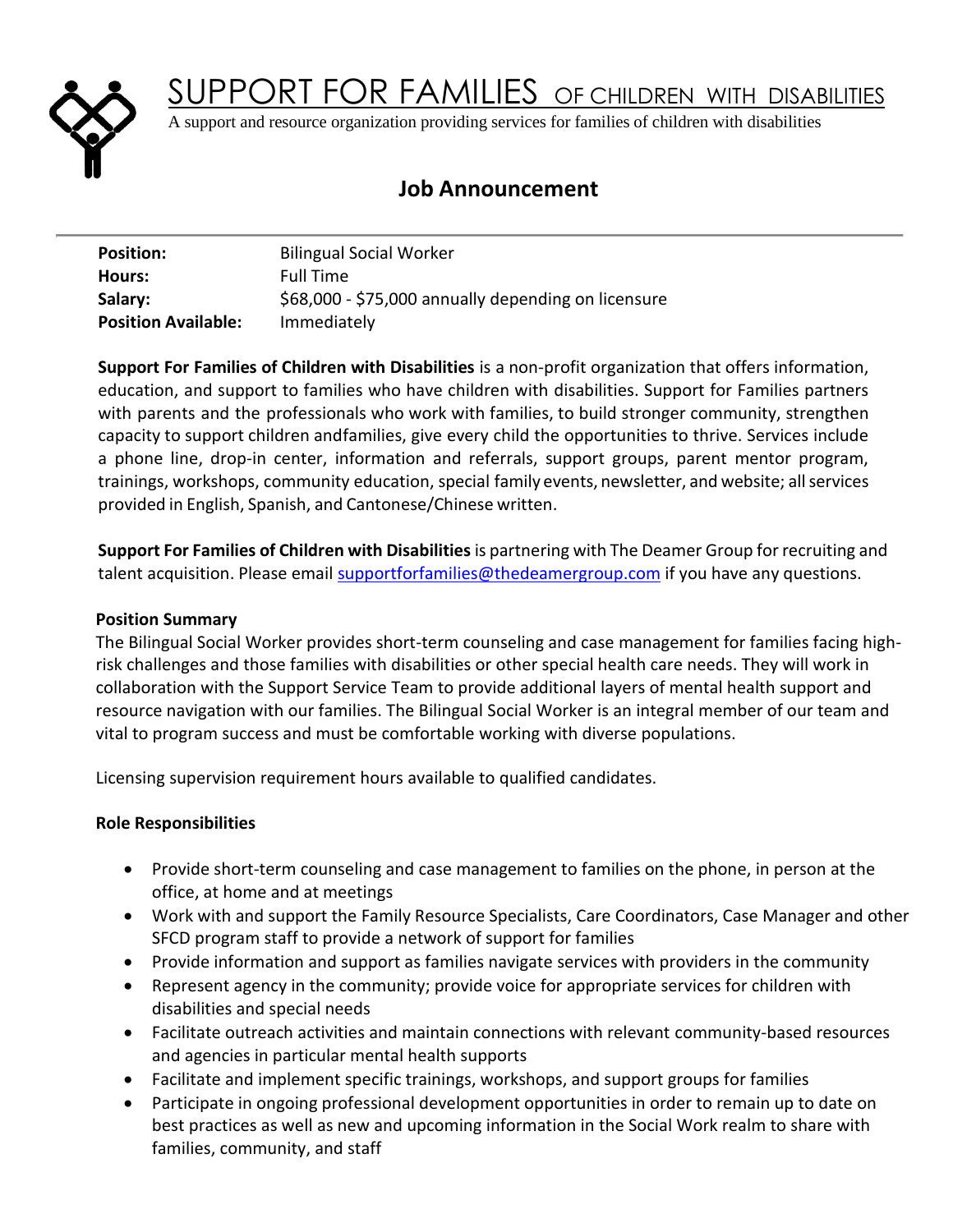# SUPPORT FOR FAMILIES OF CHILDREN WITH DISABILITIES

A support and resource organization providing services for families of children with disabilities

## Job Announcement

| | |
|---|---|
| **Position:** | Bilingual Social Worker |
| **Hours:** | Full Time |
| **Salary:** | $68,000 - $75,000 annually depending on licensure |
| **Position Available:** | Immediately |

**Support For Families of Children with Disabilities** is a non-profit organization that offers information, education, and support to families who have children with disabilities. Support for Families partners with parents and the professionals who work with families, to build stronger community, strengthen capacity to support children andfamilies, give every child the opportunities to thrive. Services include a phone line, drop-in center, information and referrals, support groups, parent mentor program, trainings, workshops, community education, special family events, newsletter, and website; all services provided in English, Spanish, and Cantonese/Chinese written.

**Support For Families of Children with Disabilities** is partnering with The Deamer Group for recruiting and talent acquisition. Please email supportforfamilies@thedeamergroup.com if you have any questions.

**Position Summary**

The Bilingual Social Worker provides short-term counseling and case management for families facing high-risk challenges and those families with disabilities or other special health care needs. They will work in collaboration with the Support Service Team to provide additional layers of mental health support and resource navigation with our families. The Bilingual Social Worker is an integral member of our team and vital to program success and must be comfortable working with diverse populations.

Licensing supervision requirement hours available to qualified candidates.

**Role Responsibilities**

- Provide short-term counseling and case management to families on the phone, in person at the office, at home and at meetings
- Work with and support the Family Resource Specialists, Care Coordinators, Case Manager and other SFCD program staff to provide a network of support for families
- Provide information and support as families navigate services with providers in the community
- Represent agency in the community; provide voice for appropriate services for children with disabilities and special needs
- Facilitate outreach activities and maintain connections with relevant community-based resources and agencies in particular mental health supports
- Facilitate and implement specific trainings, workshops, and support groups for families
- Participate in ongoing professional development opportunities in order to remain up to date on best practices as well as new and upcoming information in the Social Work realm to share with families, community, and staff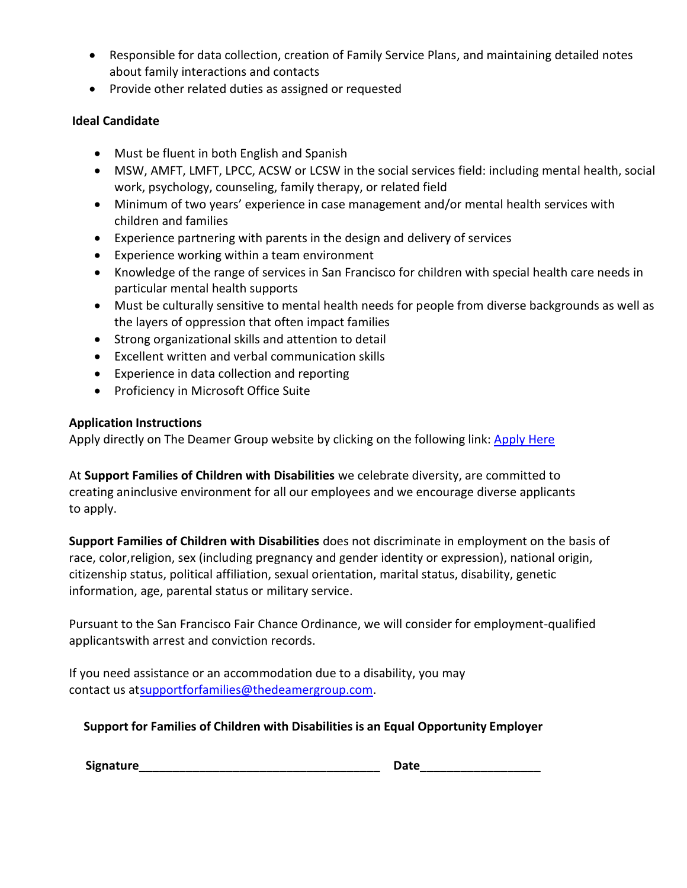- Responsible for data collection, creation of Family Service Plans, and maintaining detailed notes about family interactions and contacts
- Provide other related duties as assigned or requested

**Ideal Candidate**

- Must be fluent in both English and Spanish
- MSW, AMFT, LMFT, LPCC, ACSW or LCSW in the social services field: including mental health, social work, psychology, counseling, family therapy, or related field
- Minimum of two years' experience in case management and/or mental health services with children and families
- Experience partnering with parents in the design and delivery of services
- Experience working within a team environment
- Knowledge of the range of services in San Francisco for children with special health care needs in particular mental health supports
- Must be culturally sensitive to mental health needs for people from diverse backgrounds as well as the layers of oppression that often impact families
- Strong organizational skills and attention to detail
- Excellent written and verbal communication skills
- Experience in data collection and reporting
- Proficiency in Microsoft Office Suite

**Application Instructions**

Apply directly on The Deamer Group website by clicking on the following link: [Apply Here]

At **Support Families of Children with Disabilities** we celebrate diversity, are committed to creating aninclusive environment for all our employees and we encourage diverse applicants to apply.

**Support Families of Children with Disabilities** does not discriminate in employment on the basis of race, color,religion, sex (including pregnancy and gender identity or expression), national origin, citizenship status, political affiliation, sexual orientation, marital status, disability, genetic information, age, parental status or military service.

Pursuant to the San Francisco Fair Chance Ordinance, we will consider for employment-qualified applicantswith arrest and conviction records.

If you need assistance or an accommodation due to a disability, you may contact us atsupportforfamilies@thedeamergroup.com.

**Support for Families of Children with Disabilities is an Equal Opportunity Employer**

**Signature**_________________________________ **Date**________________